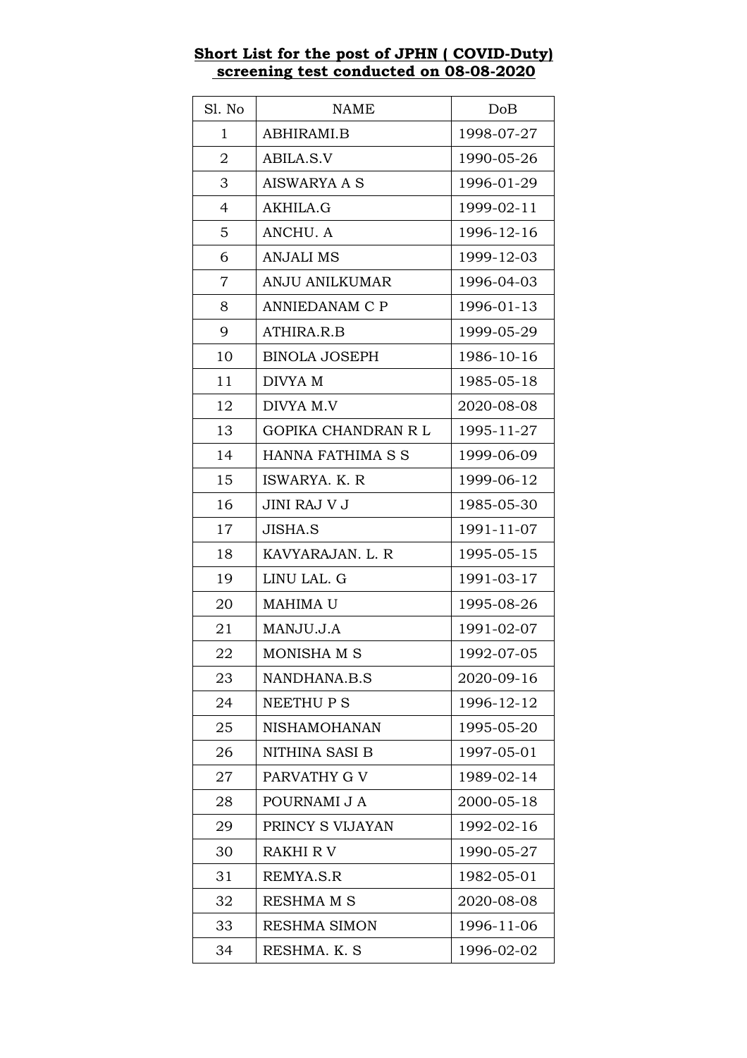**Short List for the post of JPHN ( COVID-Duty)**
**screening test conducted on 08-08-2020**

| Sl. No | NAME | DoB |
|---|---|---|
| 1 | ABHIRAMI.B | 1998-07-27 |
| 2 | ABILA.S.V | 1990-05-26 |
| 3 | AISWARYA A S | 1996-01-29 |
| 4 | AKHILA.G | 1999-02-11 |
| 5 | ANCHU. A | 1996-12-16 |
| 6 | ANJALI MS | 1999-12-03 |
| 7 | ANJU ANILKUMAR | 1996-04-03 |
| 8 | ANNIEDANAM C P | 1996-01-13 |
| 9 | ATHIRA.R.B | 1999-05-29 |
| 10 | BINOLA JOSEPH | 1986-10-16 |
| 11 | DIVYA M | 1985-05-18 |
| 12 | DIVYA M.V | 2020-08-08 |
| 13 | GOPIKA CHANDRAN R L | 1995-11-27 |
| 14 | HANNA FATHIMA S S | 1999-06-09 |
| 15 | ISWARYA. K. R | 1999-06-12 |
| 16 | JINI RAJ V J | 1985-05-30 |
| 17 | JISHA.S | 1991-11-07 |
| 18 | KAVYARAJAN. L. R | 1995-05-15 |
| 19 | LINU LAL. G | 1991-03-17 |
| 20 | MAHIMA U | 1995-08-26 |
| 21 | MANJU.J.A | 1991-02-07 |
| 22 | MONISHA M S | 1992-07-05 |
| 23 | NANDHANA.B.S | 2020-09-16 |
| 24 | NEETHU P S | 1996-12-12 |
| 25 | NISHAMOHANAN | 1995-05-20 |
| 26 | NITHINA SASI B | 1997-05-01 |
| 27 | PARVATHY G V | 1989-02-14 |
| 28 | POURNAMI J A | 2000-05-18 |
| 29 | PRINCY S VIJAYAN | 1992-02-16 |
| 30 | RAKHI R V | 1990-05-27 |
| 31 | REMYA.S.R | 1982-05-01 |
| 32 | RESHMA M S | 2020-08-08 |
| 33 | RESHMA SIMON | 1996-11-06 |
| 34 | RESHMA. K. S | 1996-02-02 |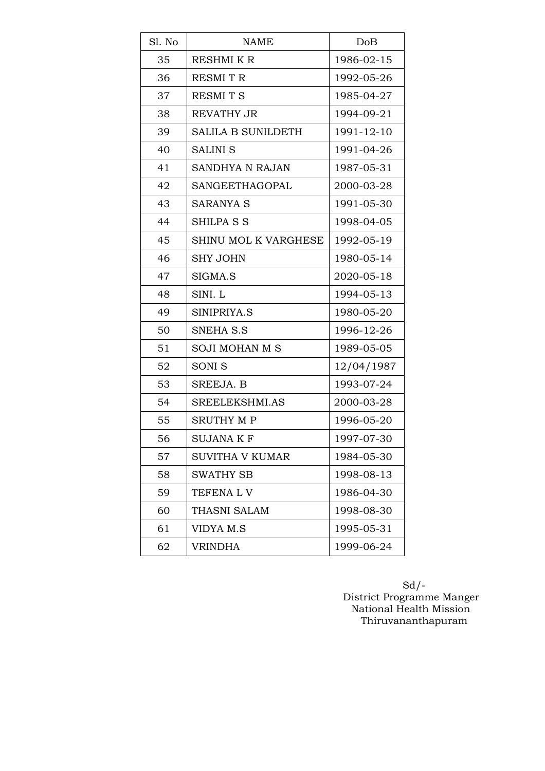| Sl. No | NAME | DoB |
|---|---|---|
| 35 | RESHMI K R | 1986-02-15 |
| 36 | RESMI T R | 1992-05-26 |
| 37 | RESMI T S | 1985-04-27 |
| 38 | REVATHY JR | 1994-09-21 |
| 39 | SALILA B SUNILDETH | 1991-12-10 |
| 40 | SALINI S | 1991-04-26 |
| 41 | SANDHYA N RAJAN | 1987-05-31 |
| 42 | SANGEETHAGOPAL | 2000-03-28 |
| 43 | SARANYA S | 1991-05-30 |
| 44 | SHILPA S S | 1998-04-05 |
| 45 | SHINU MOL K VARGHESE | 1992-05-19 |
| 46 | SHY JOHN | 1980-05-14 |
| 47 | SIGMA.S | 2020-05-18 |
| 48 | SINI. L | 1994-05-13 |
| 49 | SINIPRIYA.S | 1980-05-20 |
| 50 | SNEHA S.S | 1996-12-26 |
| 51 | SOJI MOHAN M S | 1989-05-05 |
| 52 | SONI S | 12/04/1987 |
| 53 | SREEJA. B | 1993-07-24 |
| 54 | SREELEKSHMI.AS | 2000-03-28 |
| 55 | SRUTHY M P | 1996-05-20 |
| 56 | SUJANA K F | 1997-07-30 |
| 57 | SUVITHA V KUMAR | 1984-05-30 |
| 58 | SWATHY SB | 1998-08-13 |
| 59 | TEFENA L V | 1986-04-30 |
| 60 | THASNI SALAM | 1998-08-30 |
| 61 | VIDYA M.S | 1995-05-31 |
| 62 | VRINDHA | 1999-06-24 |

Sd/-
District Programme Manger
National Health Mission
Thiruvananthapuram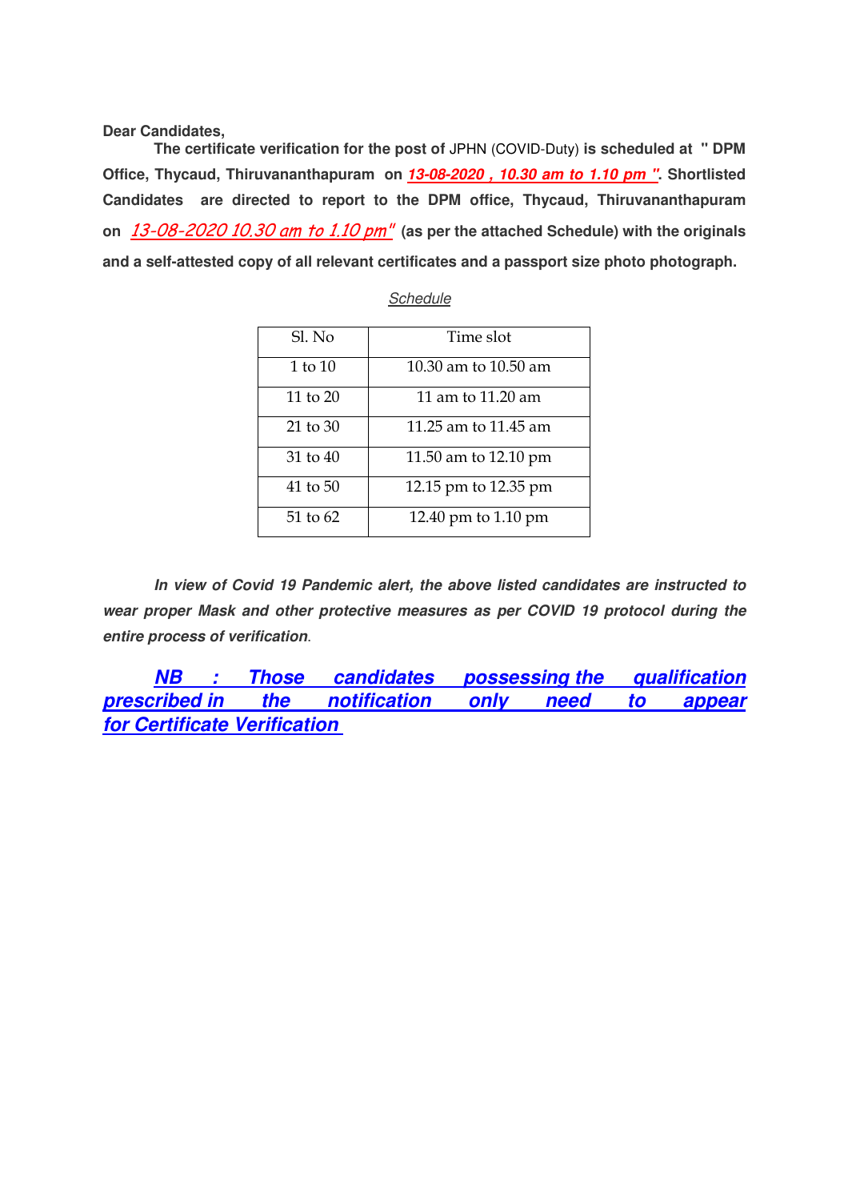**Dear Candidates,**

**The certificate verification for the post of** JPHN (COVID-Duty) **is scheduled at " DPM Office, Thycaud, Thiruvananthapuram on** ***13-08-2020 , 10.30 am to 1.10 pm "*****. Shortlisted Candidates are directed to report to the DPM office, Thycaud, Thiruvananthapuram on** *13-08-2020 10.30 am to 1.10 pm"* **(as per the attached Schedule) with the originals and a self-attested copy of all relevant certificates and a passport size photo photograph.**

*Schedule*

| Sl. No | Time slot |
|---|---|
| 1 to 10 | 10.30 am to 10.50 am |
| 11 to 20 | 11 am to 11.20 am |
| 21 to 30 | 11.25 am to 11.45 am |
| 31 to 40 | 11.50 am to 12.10 pm |
| 41 to 50 | 12.15 pm to 12.35 pm |
| 51 to 62 | 12.40 pm to 1.10 pm |

***In view of Covid 19 Pandemic alert, the above listed candidates are instructed to wear proper Mask and other protective measures as per COVID 19 protocol during the entire process of verification***.

***NB : Those candidates possessing the qualification prescribed in the notification only need to appear for Certificate Verification***